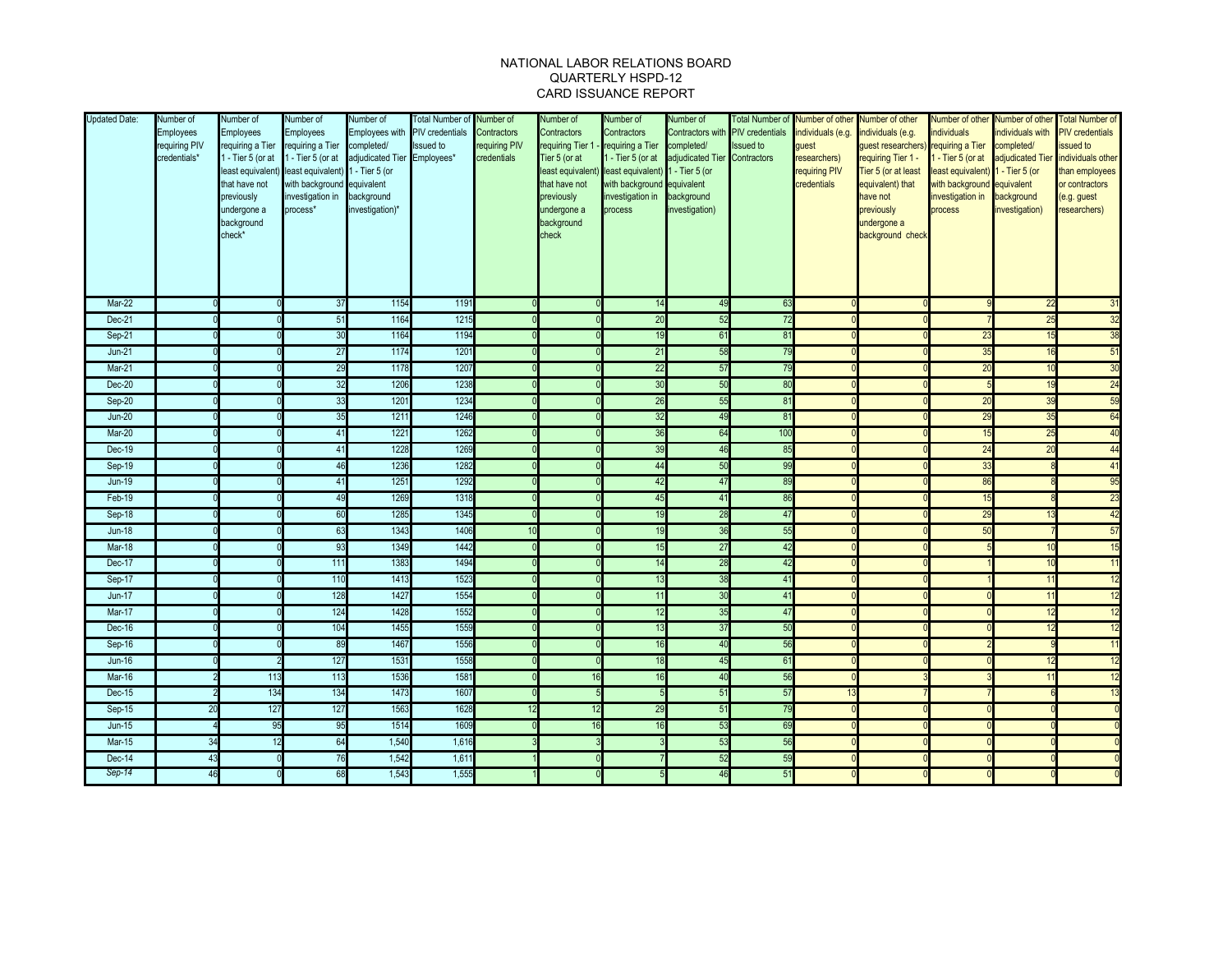# NATIONAL LABOR RELATIONS BOARD
## QUARTERLY HSPD-12
## CARD ISSUANCE REPORT

| Updated Date: | Number of Employees requiring PIV credentials* | Number of Employees requiring a Tier 1 - Tier 5 (or at least equivalent) that have not previously undergone a background check* | Number of Employees requiring a Tier 1 - Tier 5 (or at least equivalent) with background investigation in process* | Number of Employees with completed/ adjudicated Tier 1 - Tier 5 (or equivalent background investigation)* | Total Number of PIV credentials Issued to Employees* | Number of Contractors requiring PIV credentials | Number of Contractors requiring Tier 1 - Tier 5 (or at least equivalent) that have not previously undergone a background check | Number of Contractors requiring a Tier 1 - Tier 5 (or at least equivalent) with background investigation in process | Number of Contractors with completed/ adjudicated Tier 1 - Tier 5 (or equivalent background investigation) | Total Number of PIV credentials Issued to Contractors | Number of other individuals (e.g. guest researchers) requiring PIV credentials | Number of other individuals (e.g. guest researchers) requiring Tier 1 - Tier 5 (or at least equivalent) that have not previously undergone a background check | Number of other individuals requiring a Tier 1 - Tier 5 (or at least equivalent) with background investigation in process | Number of other individuals with completed/ adjudicated Tier 1 - Tier 5 (or equivalent background investigation) | Total Number of PIV credentials issued to individuals other than employees or contractors (e.g. guest researchers) |
|---|---|---|---|---|---|---|---|---|---|---|---|---|---|---|---|
| Mar-22 | 0 | 0 | 37 | 1154 | 1191 | 0 | 0 | 14 | 49 | 63 | 0 | 0 | 9 | 22 | 31 |
| Dec-21 | 0 | 0 | 51 | 1164 | 1215 | 0 | 0 | 20 | 52 | 72 | 0 | 0 | 7 | 25 | 32 |
| Sep-21 | 0 | 0 | 30 | 1164 | 1194 | 0 | 0 | 19 | 61 | 81 | 0 | 0 | 23 | 15 | 38 |
| Jun-21 | 0 | 0 | 27 | 1174 | 1201 | 0 | 0 | 21 | 58 | 79 | 0 | 0 | 35 | 16 | 51 |
| Mar-21 | 0 | 0 | 29 | 1178 | 1207 | 0 | 0 | 22 | 57 | 79 | 0 | 0 | 20 | 10 | 30 |
| Dec-20 | 0 | 0 | 32 | 1206 | 1238 | 0 | 0 | 30 | 50 | 80 | 0 | 0 | 5 | 19 | 24 |
| Sep-20 | 0 | 0 | 33 | 1201 | 1234 | 0 | 0 | 26 | 55 | 81 | 0 | 0 | 20 | 39 | 59 |
| Jun-20 | 0 | 0 | 35 | 1211 | 1246 | 0 | 0 | 32 | 49 | 81 | 0 | 0 | 29 | 35 | 64 |
| Mar-20 | 0 | 0 | 41 | 1221 | 1262 | 0 | 0 | 36 | 64 | 100 | 0 | 0 | 15 | 25 | 40 |
| Dec-19 | 0 | 0 | 41 | 1228 | 1269 | 0 | 0 | 39 | 46 | 85 | 0 | 0 | 24 | 20 | 44 |
| Sep-19 | 0 | 0 | 46 | 1236 | 1282 | 0 | 0 | 44 | 50 | 99 | 0 | 0 | 33 | 8 | 41 |
| Jun-19 | 0 | 0 | 41 | 1251 | 1292 | 0 | 0 | 42 | 47 | 89 | 0 | 0 | 86 | 8 | 95 |
| Feb-19 | 0 | 0 | 49 | 1269 | 1318 | 0 | 0 | 45 | 41 | 86 | 0 | 0 | 15 | 8 | 23 |
| Sep-18 | 0 | 0 | 60 | 1285 | 1345 | 0 | 0 | 19 | 28 | 47 | 0 | 0 | 29 | 13 | 42 |
| Jun-18 | 0 | 0 | 63 | 1343 | 1406 | 10 | 0 | 19 | 36 | 55 | 0 | 0 | 50 | 7 | 57 |
| Mar-18 | 0 | 0 | 93 | 1349 | 1442 | 0 | 0 | 15 | 27 | 42 | 0 | 0 | 5 | 10 | 15 |
| Dec-17 | 0 | 0 | 111 | 1383 | 1494 | 0 | 0 | 14 | 28 | 42 | 0 | 0 | 1 | 10 | 11 |
| Sep-17 | 0 | 0 | 110 | 1413 | 1523 | 0 | 0 | 13 | 38 | 41 | 0 | 0 | 1 | 11 | 12 |
| Jun-17 | 0 | 0 | 128 | 1427 | 1554 | 0 | 0 | 11 | 30 | 41 | 0 | 0 | 0 | 11 | 12 |
| Mar-17 | 0 | 0 | 124 | 1428 | 1552 | 0 | 0 | 12 | 35 | 47 | 0 | 0 | 0 | 12 | 12 |
| Dec-16 | 0 | 0 | 104 | 1455 | 1559 | 0 | 0 | 13 | 37 | 50 | 0 | 0 | 0 | 12 | 12 |
| Sep-16 | 0 | 0 | 89 | 1467 | 1556 | 0 | 0 | 16 | 40 | 56 | 0 | 0 | 2 | 9 | 11 |
| Jun-16 | 0 | 2 | 127 | 1531 | 1558 | 0 | 0 | 18 | 45 | 61 | 0 | 0 | 0 | 12 | 12 |
| Mar-16 | 2 | 113 | 113 | 1536 | 1581 | 0 | 16 | 16 | 40 | 56 | 0 | 3 | 3 | 11 | 12 |
| Dec-15 | 2 | 134 | 134 | 1473 | 1607 | 0 | 5 | 5 | 51 | 57 | 13 | 7 | 7 | 6 | 13 |
| Sep-15 | 20 | 127 | 127 | 1563 | 1628 | 12 | 12 | 29 | 51 | 79 | 0 | 0 | 0 | 0 | 0 |
| Jun-15 | 4 | 95 | 95 | 1514 | 1609 | 0 | 16 | 16 | 53 | 69 | 0 | 0 | 0 | 0 | 0 |
| Mar-15 | 34 | 12 | 64 | 1,540 | 1,616 | 3 | 3 | 3 | 53 | 56 | 0 | 0 | 0 | 0 | 0 |
| Dec-14 | 43 | 0 | 76 | 1,542 | 1,611 | 1 | 0 | 7 | 52 | 59 | 0 | 0 | 0 | 0 | 0 |
| *Sep-14* | 46 | 0 | 68 | 1,543 | 1,555 | 1 | 0 | 5 | 46 | 51 | 0 | 0 | 0 | 0 | 0 |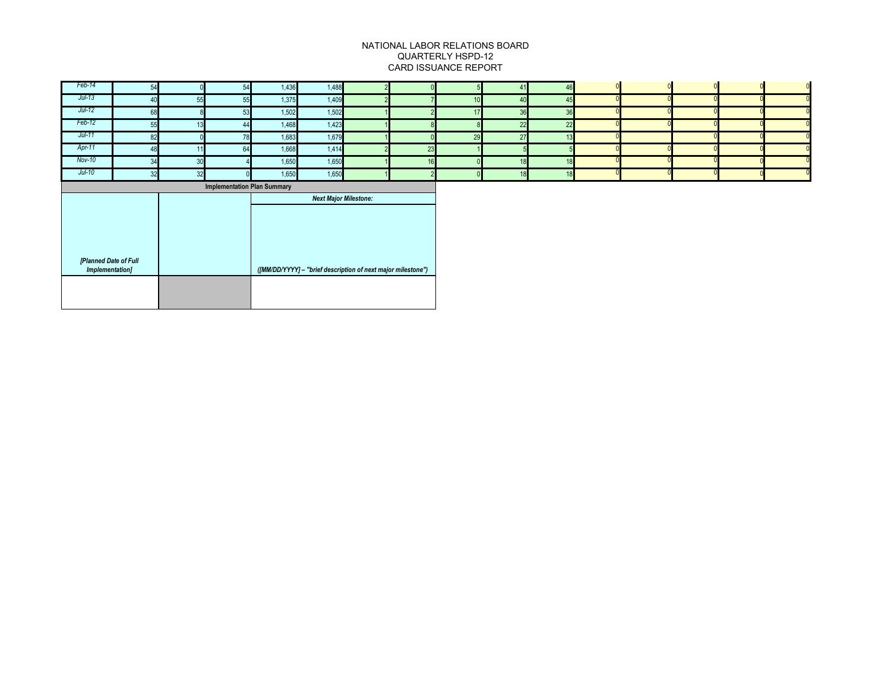# NATIONAL LABOR RELATIONS BOARD
## QUARTERLY HSPD-12
## CARD ISSUANCE REPORT

| | | | | | | | | | | | | | | | |
|---|---|---|---|---|---|---|---|---|---|---|---|---|---|---|---|
| *Feb-14* | 54 | 0 | 54 | 1,436 | 1,488 | 2 | 0 | 5 | 41 | 46 | 0 | 0 | 0 | 0 | 0 |
| *Jul-13* | 40 | 55 | 55 | 1,375 | 1,409 | 2 | 7 | 10 | 40 | 45 | 0 | 0 | 0 | 0 | 0 |
| *Jul-12* | 68 | 8 | 53 | 1,502 | 1,502 | 1 | 2 | 17 | 36 | 36 | 0 | 0 | 0 | 0 | 0 |
| *Feb-12* | 55 | 13 | 44 | 1,468 | 1,423 | 1 | 8 | 8 | 22 | 22 | 0 | 0 | 0 | 0 | 0 |
| *Jul-11* | 82 | 0 | 78 | 1,683 | 1,679 | 1 | 0 | 29 | 27 | 13 | 0 | | 0 | 0 | 0 |
| *Apr-11* | 48 | 11 | 64 | 1,668 | 1,414 | 2 | 23 | 1 | 5 | 5 | 0 | 0 | 0 | 0 | 0 |
| *Nov-10* | 34 | 30 | 4 | 1,650 | 1,650 | 1 | 16 | 0 | 18 | 18 | 0 | 0 | 0 | 0 | 0 |
| *Jul-10* | 32 | 32 | 0 | 1,650 | 1,650 | 1 | 2 | 0 | 18 | 18 | 0 | 0 | 0 | 0 | 0 |

| Implementation Plan Summary | | |
|---|---|---|
| | | ***Next Major Milestone:*** |
| ***[Planned Date of Full Implementation]*** | | ***([MM/DD/YYYY] – "brief description of next major milestone")*** |
| | | |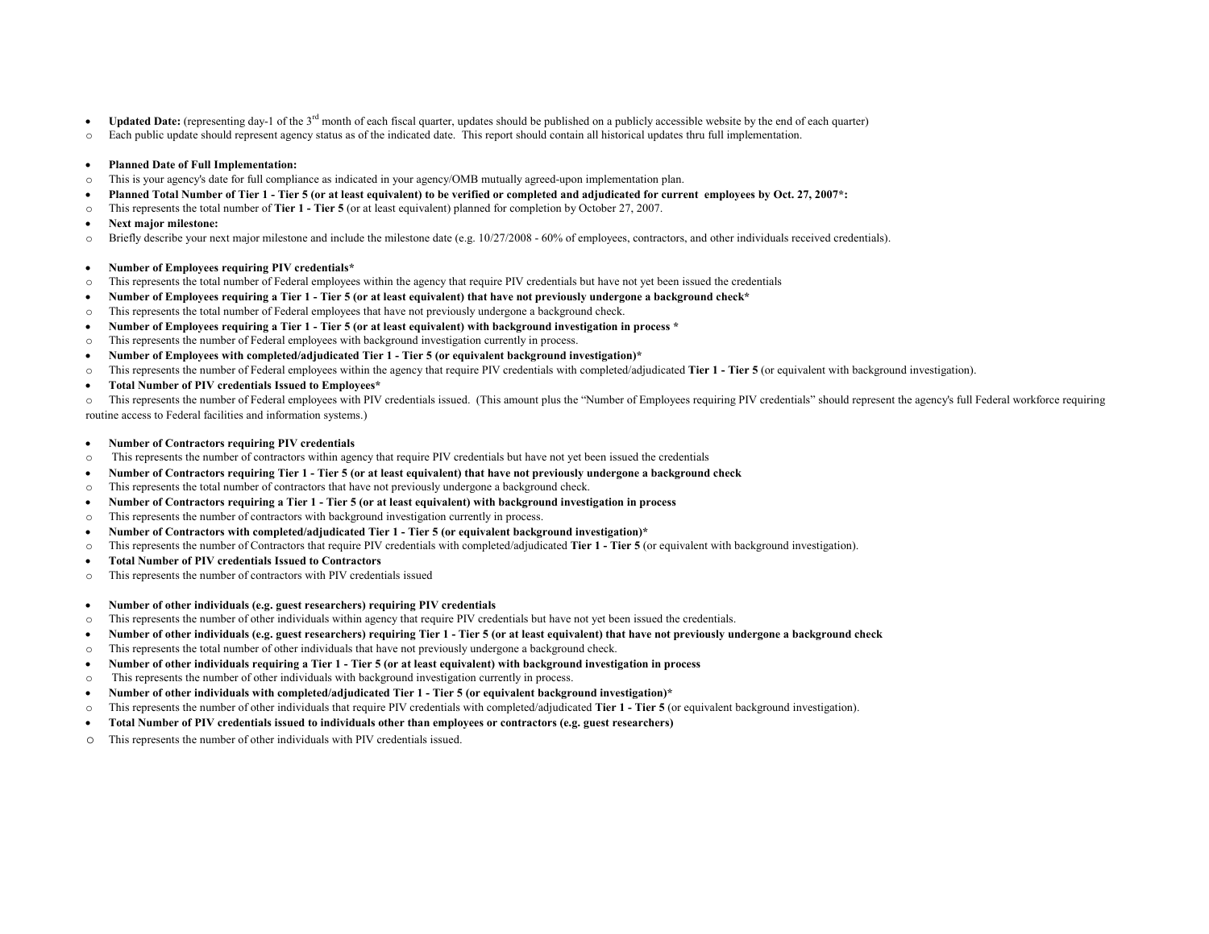- **Updated Date:** (representing day-1 of the 3rd month of each fiscal quarter, updates should be published on a publicly accessible website by the end of each quarter)
  - Each public update should represent agency status as of the indicated date. This report should contain all historical updates thru full implementation.

- **Planned Date of Full Implementation:**
  - This is your agency's date for full compliance as indicated in your agency/OMB mutually agreed-upon implementation plan.
- **Planned Total Number of Tier 1 - Tier 5 (or at least equivalent) to be verified or completed and adjudicated for current employees by Oct. 27, 2007*:**
  - This represents the total number of **Tier 1 - Tier 5** (or at least equivalent) planned for completion by October 27, 2007.
- **Next major milestone:**
  - Briefly describe your next major milestone and include the milestone date (e.g. 10/27/2008 - 60% of employees, contractors, and other individuals received credentials).

- **Number of Employees requiring PIV credentials***
  - This represents the total number of Federal employees within the agency that require PIV credentials but have not yet been issued the credentials
- **Number of Employees requiring a Tier 1 - Tier 5 (or at least equivalent) that have not previously undergone a background check***
  - This represents the total number of Federal employees that have not previously undergone a background check.
- **Number of Employees requiring a Tier 1 - Tier 5 (or at least equivalent) with background investigation in process ***
  - This represents the number of Federal employees with background investigation currently in process.
- **Number of Employees with completed/adjudicated Tier 1 - Tier 5 (or equivalent background investigation)***
  - This represents the number of Federal employees within the agency that require PIV credentials with completed/adjudicated **Tier 1 - Tier 5** (or equivalent with background investigation).
- **Total Number of PIV credentials Issued to Employees***
  - This represents the number of Federal employees with PIV credentials issued. (This amount plus the "Number of Employees requiring PIV credentials" should represent the agency's full Federal workforce requiring routine access to Federal facilities and information systems.)

- **Number of Contractors requiring PIV credentials**
  - This represents the number of contractors within agency that require PIV credentials but have not yet been issued the credentials
- **Number of Contractors requiring Tier 1 - Tier 5 (or at least equivalent) that have not previously undergone a background check**
  - This represents the total number of contractors that have not previously undergone a background check.
- **Number of Contractors requiring a Tier 1 - Tier 5 (or at least equivalent) with background investigation in process**
  - This represents the number of contractors with background investigation currently in process.
- **Number of Contractors with completed/adjudicated Tier 1 - Tier 5 (or equivalent background investigation)***
  - This represents the number of Contractors that require PIV credentials with completed/adjudicated **Tier 1 - Tier 5** (or equivalent with background investigation).
- **Total Number of PIV credentials Issued to Contractors**
  - This represents the number of contractors with PIV credentials issued

- **Number of other individuals (e.g. guest researchers) requiring PIV credentials**
  - This represents the number of other individuals within agency that require PIV credentials but have not yet been issued the credentials.
- **Number of other individuals (e.g. guest researchers) requiring Tier 1 - Tier 5 (or at least equivalent) that have not previously undergone a background check**
  - This represents the total number of other individuals that have not previously undergone a background check.
- **Number of other individuals requiring a Tier 1 - Tier 5 (or at least equivalent) with background investigation in process**
  - This represents the number of other individuals with background investigation currently in process.
- **Number of other individuals with completed/adjudicated Tier 1 - Tier 5 (or equivalent background investigation)***
  - This represents the number of other individuals that require PIV credentials with completed/adjudicated **Tier 1 - Tier 5** (or equivalent background investigation).
- **Total Number of PIV credentials issued to individuals other than employees or contractors (e.g. guest researchers)**
  - This represents the number of other individuals with PIV credentials issued.